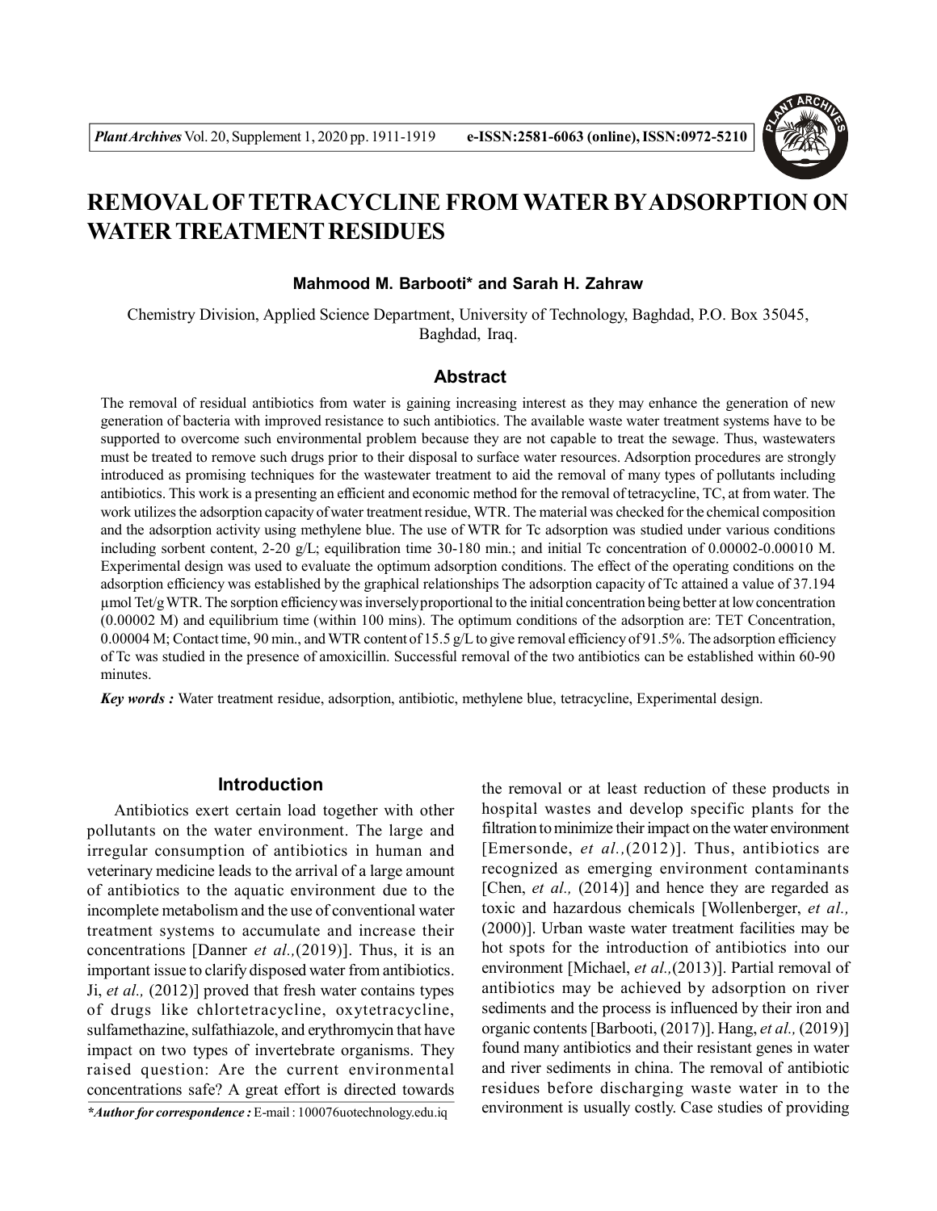# REMOVAL OF TETRACYCLINE FROM WATER BY ADSORPTION ON WATER TREATMENT RESIDUES

**Mahmood M. Barbooti\* and Sarah H. Zahraw**

Chemistry Division, Applied Science Department, University of Technology, Baghdad, P.O. Box 35045, Baghdad, Iraq.

## Abstract

The removal of residual antibiotics from water is gaining increasing interest as they may enhance the generation of new generation of bacteria with improved resistance to such antibiotics. The available waste water treatment systems have to be supported to overcome such environmental problem because they are not capable to treat the sewage. Thus, wastewaters must be treated to remove such drugs prior to their disposal to surface water resources. Adsorption procedures are strongly introduced as promising techniques for the wastewater treatment to aid the removal of many types of pollutants including antibiotics. This work is a presenting an efficient and economic method for the removal of tetracycline, TC, at from water. The work utilizes the adsorption capacity of water treatment residue, WTR. The material was checked for the chemical composition and the adsorption activity using methylene blue. The use of WTR for Tc adsorption was studied under various conditions including sorbent content, 2-20 g/L; equilibration time 30-180 min.; and initial Tc concentration of 0.00002-0.00010 M. Experimental design was used to evaluate the optimum adsorption conditions. The effect of the operating conditions on the adsorption efficiency was established by the graphical relationships The adsorption capacity of Tc attained a value of 37.194 µmol Tet/g WTR. The sorption efficiency was inversely proportional to the initial concentration being better at low concentration (0.00002 M) and equilibrium time (within 100 mins). The optimum conditions of the adsorption are: TET Concentration, 0.00004 M; Contact time, 90 min., and WTR content of 15.5 g/L to give removal efficiency of 91.5%. The adsorption efficiency of Tc was studied in the presence of amoxicillin. Successful removal of the two antibiotics can be established within 60-90 minutes.

***Key words :*** Water treatment residue, adsorption, antibiotic, methylene blue, tetracycline, Experimental design.

## Introduction

Antibiotics exert certain load together with other pollutants on the water environment. The large and irregular consumption of antibiotics in human and veterinary medicine leads to the arrival of a large amount of antibiotics to the aquatic environment due to the incomplete metabolism and the use of conventional water treatment systems to accumulate and increase their concentrations [Danner *et al.,*(2019)]. Thus, it is an important issue to clarify disposed water from antibiotics. Ji, *et al.,* (2012)] proved that fresh water contains types of drugs like chlortetracycline, oxytetracycline, sulfamethazine, sulfathiazole, and erythromycin that have impact on two types of invertebrate organisms. They raised question: Are the current environmental concentrations safe? A great effort is directed towards the removal or at least reduction of these products in hospital wastes and develop specific plants for the filtration to minimize their impact on the water environment [Emersonde, *et al.,*(2012)]. Thus, antibiotics are recognized as emerging environment contaminants [Chen, *et al.,* (2014)] and hence they are regarded as toxic and hazardous chemicals [Wollenberger, *et al.,* (2000)]. Urban waste water treatment facilities may be hot spots for the introduction of antibiotics into our environment [Michael, *et al.,*(2013)]. Partial removal of antibiotics may be achieved by adsorption on river sediments and the process is influenced by their iron and organic contents [Barbooti, (2017)]. Hang, *et al.,* (2019)] found many antibiotics and their resistant genes in water and river sediments in china. The removal of antibiotic residues before discharging waste water in to the environment is usually costly. Case studies of providing

***\*Author for correspondence :*** E-mail : 100076uotechnology.edu.iq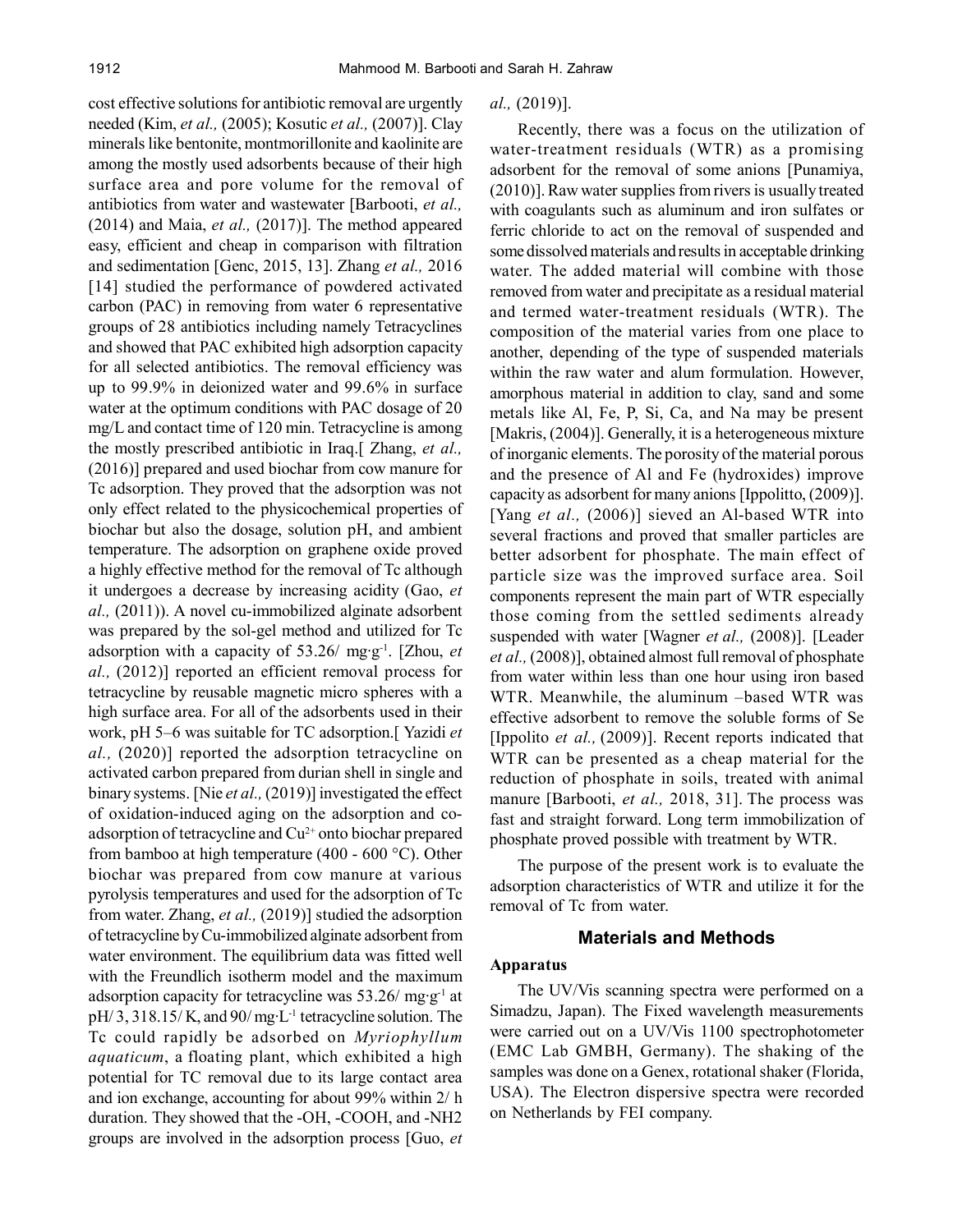cost effective solutions for antibiotic removal are urgently needed (Kim, *et al.,* (2005); Kosutic *et al.,* (2007)]. Clay minerals like bentonite, montmorillonite and kaolinite are among the mostly used adsorbents because of their high surface area and pore volume for the removal of antibiotics from water and wastewater [Barbooti, *et al.,* (2014) and Maia, *et al.,* (2017)]. The method appeared easy, efficient and cheap in comparison with filtration and sedimentation [Genc, 2015, 13]. Zhang *et al.,* 2016 [14] studied the performance of powdered activated carbon (PAC) in removing from water 6 representative groups of 28 antibiotics including namely Tetracyclines and showed that PAC exhibited high adsorption capacity for all selected antibiotics. The removal efficiency was up to 99.9% in deionized water and 99.6% in surface water at the optimum conditions with PAC dosage of 20 mg/L and contact time of 120 min. Tetracycline is among the mostly prescribed antibiotic in Iraq.[ Zhang, *et al.,* (2016)] prepared and used biochar from cow manure for Tc adsorption. They proved that the adsorption was not only effect related to the physicochemical properties of biochar but also the dosage, solution pH, and ambient temperature. The adsorption on graphene oxide proved a highly effective method for the removal of Tc although it undergoes a decrease by increasing acidity (Gao, *et al.,* (2011)). A novel cu-immobilized alginate adsorbent was prepared by the sol-gel method and utilized for Tc adsorption with a capacity of 53.26/ $mg \cdot g^{-1}$. [Zhou, *et al.,* (2012)] reported an efficient removal process for tetracycline by reusable magnetic micro spheres with a high surface area. For all of the adsorbents used in their work, pH 5–6 was suitable for TC adsorption.[ Yazidi *et al.,* (2020)] reported the adsorption tetracycline on activated carbon prepared from durian shell in single and binary systems. [Nie *et al.,* (2019)] investigated the effect of oxidation-induced aging on the adsorption and co-adsorption of tetracycline and $Cu^{2+}$ onto biochar prepared from bamboo at high temperature (400 - 600 °C). Other biochar was prepared from cow manure at various pyrolysis temperatures and used for the adsorption of Tc from water. Zhang, *et al.,* (2019)] studied the adsorption of tetracycline by Cu-immobilized alginate adsorbent from water environment. The equilibrium data was fitted well with the Freundlich isotherm model and the maximum adsorption capacity for tetracycline was 53.26/ $mg \cdot g^{-1}$ at pH/ 3, 318.15/ K, and 90/ $mg \cdot L^{-1}$ tetracycline solution. The Tc could rapidly be adsorbed on *Myriophyllum aquaticum*, a floating plant, which exhibited a high potential for TC removal due to its large contact area and ion exchange, accounting for about 99% within 2/ h duration. They showed that the -OH, -COOH, and -NH2 groups are involved in the adsorption process [Guo, *et al.,* (2019)].

Recently, there was a focus on the utilization of water-treatment residuals (WTR) as a promising adsorbent for the removal of some anions [Punamiya, (2010)]. Raw water supplies from rivers is usually treated with coagulants such as aluminum and iron sulfates or ferric chloride to act on the removal of suspended and some dissolved materials and results in acceptable drinking water. The added material will combine with those removed from water and precipitate as a residual material and termed water-treatment residuals (WTR). The composition of the material varies from one place to another, depending of the type of suspended materials within the raw water and alum formulation. However, amorphous material in addition to clay, sand and some metals like Al, Fe, P, Si, Ca, and Na may be present [Makris, (2004)]. Generally, it is a heterogeneous mixture of inorganic elements. The porosity of the material porous and the presence of Al and Fe (hydroxides) improve capacity as adsorbent for many anions [Ippolitto, (2009)]. [Yang *et al.,* (2006)] sieved an Al-based WTR into several fractions and proved that smaller particles are better adsorbent for phosphate. The main effect of particle size was the improved surface area. Soil components represent the main part of WTR especially those coming from the settled sediments already suspended with water [Wagner *et al.,* (2008)]. [Leader *et al.,* (2008)], obtained almost full removal of phosphate from water within less than one hour using iron based WTR. Meanwhile, the aluminum –based WTR was effective adsorbent to remove the soluble forms of Se [Ippolito *et al.,* (2009)]. Recent reports indicated that WTR can be presented as a cheap material for the reduction of phosphate in soils, treated with animal manure [Barbooti, *et al.,* 2018, 31]. The process was fast and straight forward. Long term immobilization of phosphate proved possible with treatment by WTR.

The purpose of the present work is to evaluate the adsorption characteristics of WTR and utilize it for the removal of Tc from water.

## Materials and Methods

### Apparatus

The UV/Vis scanning spectra were performed on a Simadzu, Japan). The Fixed wavelength measurements were carried out on a UV/Vis 1100 spectrophotometer (EMC Lab GMBH, Germany). The shaking of the samples was done on a Genex, rotational shaker (Florida, USA). The Electron dispersive spectra were recorded on Netherlands by FEI company.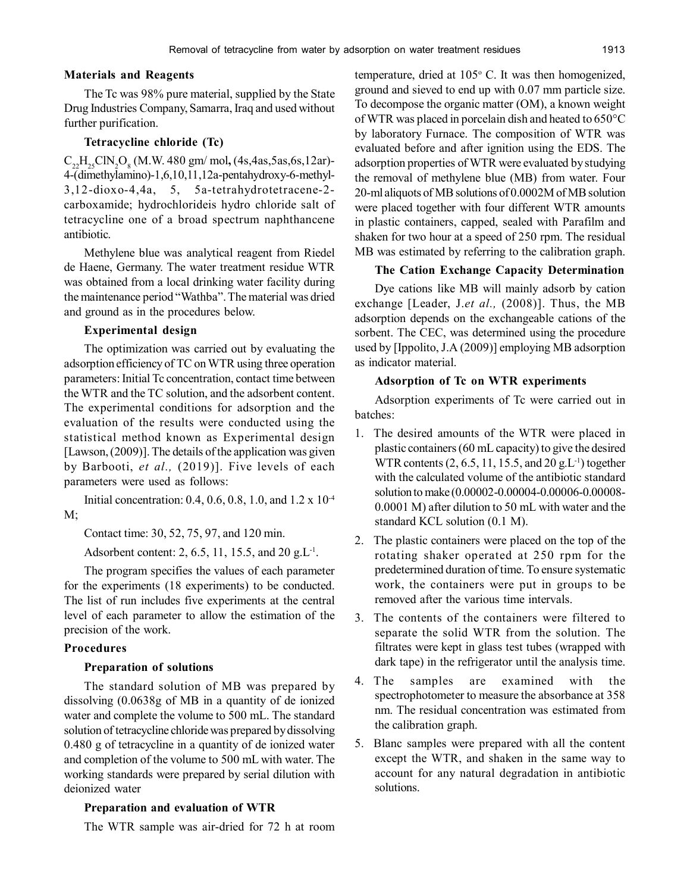### Materials and Reagents

The Tc was 98% pure material, supplied by the State Drug Industries Company, Samarra, Iraq and used without further purification.

#### Tetracycline chloride (Tc)

$C_{22}H_{25}ClN_2O_8$ (M.W. 480 gm/ mol**,** (4s,4as,5as,6s,12ar)-4-(dimethylamino)-1,6,10,11,12a-pentahydroxy-6-methyl-3,12-dioxo-4,4a, 5, 5a-tetrahydrotetracene-2-carboxamide; hydrochlorideis hydro chloride salt of tetracycline one of a broad spectrum naphthancene antibiotic.

Methylene blue was analytical reagent from Riedel de Haene, Germany. The water treatment residue WTR was obtained from a local drinking water facility during the maintenance period "Wathba". The material was dried and ground as in the procedures below.

#### Experimental design

The optimization was carried out by evaluating the adsorption efficiency of TC on WTR using three operation parameters: Initial Tc concentration, contact time between the WTR and the TC solution, and the adsorbent content. The experimental conditions for adsorption and the evaluation of the results were conducted using the statistical method known as Experimental design [Lawson, (2009)]. The details of the application was given by Barbooti, *et al.,* (2019)]. Five levels of each parameters were used as follows:

Initial concentration: 0.4, 0.6, 0.8, 1.0, and 1.2 x $10^{-4}$ M;

Contact time: 30, 52, 75, 97, and 120 min.

Adsorbent content: 2, 6.5, 11, 15.5, and 20 g.$L^{-1}$.

The program specifies the values of each parameter for the experiments (18 experiments) to be conducted. The list of run includes five experiments at the central level of each parameter to allow the estimation of the precision of the work.

### Procedures

#### Preparation of solutions

The standard solution of MB was prepared by dissolving (0.0638g of MB in a quantity of de ionized water and complete the volume to 500 mL. The standard solution of tetracycline chloride was prepared by dissolving 0.480 g of tetracycline in a quantity of de ionized water and completion of the volume to 500 mL with water. The working standards were prepared by serial dilution with deionized water

#### Preparation and evaluation of WTR

The WTR sample was air-dried for 72 h at room temperature, dried at 105° C. It was then homogenized, ground and sieved to end up with 0.07 mm particle size. To decompose the organic matter (OM), a known weight of WTR was placed in porcelain dish and heated to 650°C by laboratory Furnace. The composition of WTR was evaluated before and after ignition using the EDS. The adsorption properties of WTR were evaluated by studying the removal of methylene blue (MB) from water. Four 20-ml aliquots of MB solutions of 0.0002M of MB solution were placed together with four different WTR amounts in plastic containers, capped, sealed with Parafilm and shaken for two hour at a speed of 250 rpm. The residual MB was estimated by referring to the calibration graph.

#### The Cation Exchange Capacity Determination

Dye cations like MB will mainly adsorb by cation exchange [Leader, J.*et al.,* (2008)]. Thus, the MB adsorption depends on the exchangeable cations of the sorbent. The CEC, was determined using the procedure used by [Ippolito, J.A (2009)] employing MB adsorption as indicator material.

#### Adsorption of Tc on WTR experiments

Adsorption experiments of Tc were carried out in batches:

1. The desired amounts of the WTR were placed in plastic containers (60 mL capacity) to give the desired WTR contents (2, 6.5, 11, 15.5, and 20 g.$L^{-1}$) together with the calculated volume of the antibiotic standard solution to make (0.00002-0.00004-0.00006-0.00008-0.0001 M) after dilution to 50 mL with water and the standard KCL solution (0.1 M).
2. The plastic containers were placed on the top of the rotating shaker operated at 250 rpm for the predetermined duration of time. To ensure systematic work, the containers were put in groups to be removed after the various time intervals.
3. The contents of the containers were filtered to separate the solid WTR from the solution. The filtrates were kept in glass test tubes (wrapped with dark tape) in the refrigerator until the analysis time.
4. The samples are examined with the spectrophotometer to measure the absorbance at 358 nm. The residual concentration was estimated from the calibration graph.
5. Blanc samples were prepared with all the content except the WTR, and shaken in the same way to account for any natural degradation in antibiotic solutions.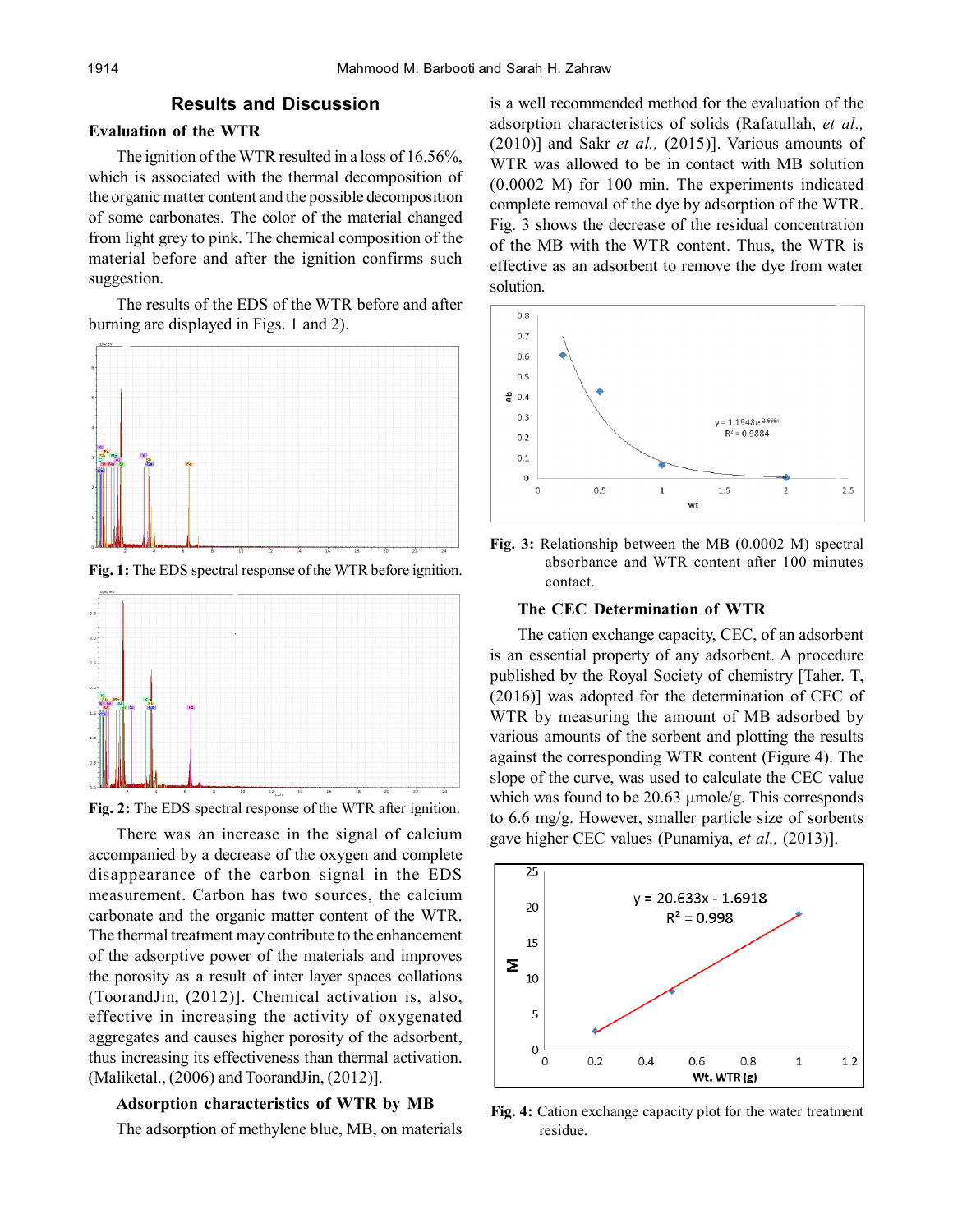## Results and Discussion

### Evaluation of the WTR

The ignition of the WTR resulted in a loss of 16.56%, which is associated with the thermal decomposition of the organic matter content and the possible decomposition of some carbonates. The color of the material changed from light grey to pink. The chemical composition of the material before and after the ignition confirms such suggestion.

The results of the EDS of the WTR before and after burning are displayed in Figs. 1 and 2).

**Fig. 1:** The EDS spectral response of the WTR before ignition.

**Fig. 2:** The EDS spectral response of the WTR after ignition.

There was an increase in the signal of calcium accompanied by a decrease of the oxygen and complete disappearance of the carbon signal in the EDS measurement. Carbon has two sources, the calcium carbonate and the organic matter content of the WTR. The thermal treatment may contribute to the enhancement of the adsorptive power of the materials and improves the porosity as a result of inter layer spaces collations (ToorandJin, (2012)]. Chemical activation is, also, effective in increasing the activity of oxygenated aggregates and causes higher porosity of the adsorbent, thus increasing its effectiveness than thermal activation. (Maliketal., (2006) and ToorandJin, (2012)].

### Adsorption characteristics of WTR by MB

The adsorption of methylene blue, MB, on materials is a well recommended method for the evaluation of the adsorption characteristics of solids (Rafatullah, *et al.,* (2010)] and Sakr *et al.,* (2015)]. Various amounts of WTR was allowed to be in contact with MB solution (0.0002 M) for 100 min. The experiments indicated complete removal of the dye by adsorption of the WTR. Fig. 3 shows the decrease of the residual concentration of the MB with the WTR content. Thus, the WTR is effective as an adsorbent to remove the dye from water solution.

$y = 1.1948e^{-2.696x}$
$R^2 = 0.9884$
Ab
wt

**Fig. 3:** Relationship between the MB (0.0002 M) spectral absorbance and WTR content after 100 minutes contact.

### The CEC Determination of WTR

The cation exchange capacity, CEC, of an adsorbent is an essential property of any adsorbent. A procedure published by the Royal Society of chemistry [Taher. T, (2016)] was adopted for the determination of CEC of WTR by measuring the amount of MB adsorbed by various amounts of the sorbent and plotting the results against the corresponding WTR content (Figure 4). The slope of the curve, was used to calculate the CEC value which was found to be 20.63 μmole/g. This corresponds to 6.6 mg/g. However, smaller particle size of sorbents gave higher CEC values (Punamiya, *et al.,* (2013)].

$y = 20.633x - 1.6918$
$R^2 = 0.998$
M
Wt. WTR (g)

**Fig. 4:** Cation exchange capacity plot for the water treatment residue.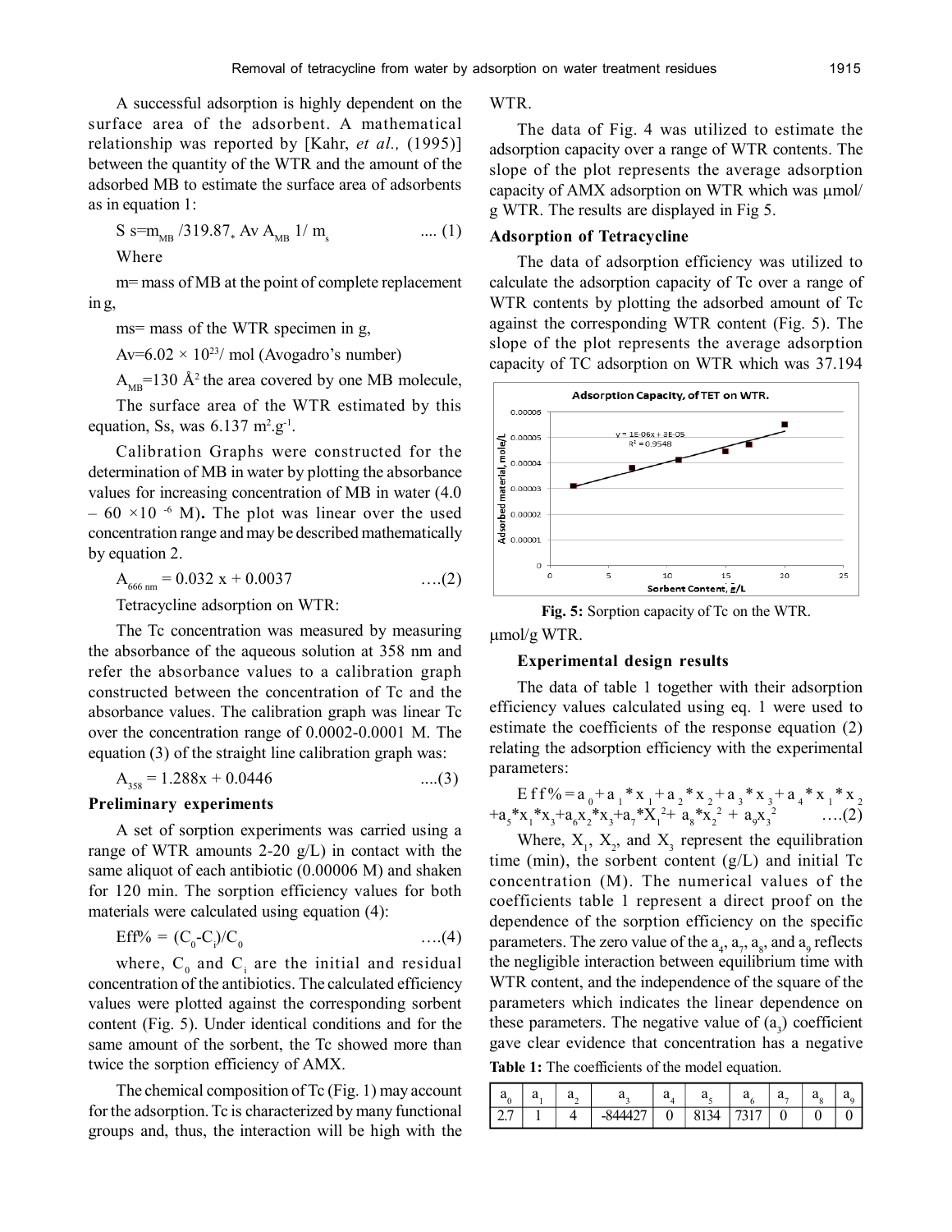A successful adsorption is highly dependent on the surface area of the adsorbent. A mathematical relationship was reported by [Kahr, *et al.,* (1995)] between the quantity of the WTR and the amount of the adsorbed MB to estimate the surface area of adsorbents as in equation 1:

$$S_s = m_{MB} / 319.87 * Av\ A_{MB}\ 1/ m_s \quad .... (1)$$

Where

m= mass of MB at the point of complete replacement in g,

ms= mass of the WTR specimen in g,

$Av = 6.02 \times 10^{23}$/ mol (Avogadro's number)

$A_{MB} = 130$ Å$^2$ the area covered by one MB molecule,

The surface area of the WTR estimated by this equation, Ss, was 6.137 $m^2.g^{-1}$.

Calibration Graphs were constructed for the determination of MB in water by plotting the absorbance values for increasing concentration of MB in water (4.0 – 60 $\times 10^{-6}$ M). The plot was linear over the used concentration range and may be described mathematically by equation 2.

$$A_{666\ nm} = 0.032\ x + 0.0037 \quad ....(2)$$

Tetracycline adsorption on WTR:

The Tc concentration was measured by measuring the absorbance of the aqueous solution at 358 nm and refer the absorbance values to a calibration graph constructed between the concentration of Tc and the absorbance values. The calibration graph was linear Tc over the concentration range of 0.0002-0.0001 M. The equation (3) of the straight line calibration graph was:

$$A_{358} = 1.288x + 0.0446 \quad ....(3)$$

### Preliminary experiments

A set of sorption experiments was carried using a range of WTR amounts 2-20 g/L) in contact with the same aliquot of each antibiotic (0.00006 M) and shaken for 120 min. The sorption efficiency values for both materials were calculated using equation (4):

$$Eff\% = (C_0 - C_i)/C_0 \quad ....(4)$$

where, $C_0$ and $C_i$ are the initial and residual concentration of the antibiotics. The calculated efficiency values were plotted against the corresponding sorbent content (Fig. 5). Under identical conditions and for the same amount of the sorbent, the Tc showed more than twice the sorption efficiency of AMX.

The chemical composition of Tc (Fig. 1) may account for the adsorption. Tc is characterized by many functional groups and, thus, the interaction will be high with the WTR.

The data of Fig. 4 was utilized to estimate the adsorption capacity over a range of WTR contents. The slope of the plot represents the average adsorption capacity of AMX adsorption on WTR which was μmol/ g WTR. The results are displayed in Fig 5.

### Adsorption of Tetracycline

The data of adsorption efficiency was utilized to calculate the adsorption capacity of Tc over a range of WTR contents by plotting the adsorbed amount of Tc against the corresponding WTR content (Fig. 5). The slope of the plot represents the average adsorption capacity of TC adsorption on WTR which was 37.194 μmol/g WTR.

Adsorption Capacity, of TET on WTR.

y = 1E-06x + 3E-05
R² = 0.9548

Adsorbed material, mole/L

Sorbent Content, g/L

0.00006
0.00005
0.00004
0.00003
0.00002
0.00001
0

0 5 10 15 20 25

**Fig. 5:** Sorption capacity of Tc on the WTR.

### Experimental design results

The data of table 1 together with their adsorption efficiency values calculated using eq. 1 were used to estimate the coefficients of the response equation (2) relating the adsorption efficiency with the experimental parameters:

$$Eff\% = a_0 + a_1 * x_1 + a_2 * x_2 + a_3 * x_3 + a_4 * x_1 * x_2 + a_5 * x_1 * x_3 + a_6 x_2 * x_3 + a_7 * X_1^2 + a_8 * x_2^2 + a_9 x_3^2 \quad ....(2)$$

Where, $X_1$, $X_2$, and $X_3$ represent the equilibration time (min), the sorbent content (g/L) and initial Tc concentration (M). The numerical values of the coefficients table 1 represent a direct proof on the dependence of the sorption efficiency on the specific parameters. The zero value of the $a_4$, $a_7$, $a_8$, and $a_9$ reflects the negligible interaction between equilibrium time with WTR content, and the independence of the square of the parameters which indicates the linear dependence on these parameters. The negative value of ($a_3$) coefficient gave clear evidence that concentration has a negative

**Table 1:** The coefficients of the model equation.

| $a_0$ | $a_1$ | $a_2$ | $a_3$ | $a_4$ | $a_5$ | $a_6$ | $a_7$ | $a_8$ | $a_9$ |
|---|---|---|---|---|---|---|---|---|---|
| 2.7 | 1 | 4 | -844427 | 0 | 8134 | 7317 | 0 | 0 | 0 |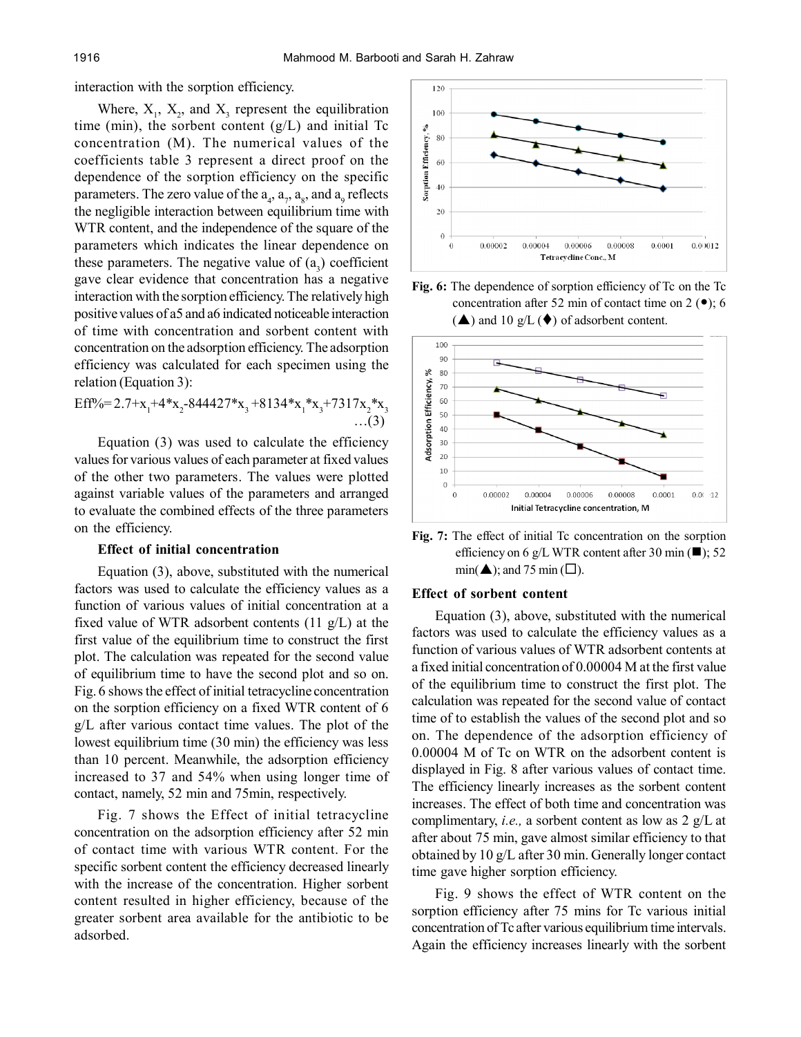interaction with the sorption efficiency.

Where, $X_1$, $X_2$, and $X_3$ represent the equilibration time (min), the sorbent content (g/L) and initial Tc concentration (M). The numerical values of the coefficients table 3 represent a direct proof on the dependence of the sorption efficiency on the specific parameters. The zero value of the $a_4$, $a_7$, $a_8$, and $a_9$ reflects the negligible interaction between equilibrium time with WTR content, and the independence of the square of the parameters which indicates the linear dependence on these parameters. The negative value of ($a_3$) coefficient gave clear evidence that concentration has a negative interaction with the sorption efficiency. The relatively high positive values of a5 and a6 indicated noticeable interaction of time with concentration and sorbent content with concentration on the adsorption efficiency. The adsorption efficiency was calculated for each specimen using the relation (Equation 3):

$$Eff\% = 2.7 + x_1 + 4*x_2 - 844427*x_3 + 8134*x_1*x_3 + 7317x_2*x_3 \quad \ldots(3)$$

Equation (3) was used to calculate the efficiency values for various values of each parameter at fixed values of the other two parameters. The values were plotted against variable values of the parameters and arranged to evaluate the combined effects of the three parameters on the efficiency.

### Effect of initial concentration

Equation (3), above, substituted with the numerical factors was used to calculate the efficiency values as a function of various values of initial concentration at a fixed value of WTR adsorbent contents (11 g/L) at the first value of the equilibrium time to construct the first plot. The calculation was repeated for the second value of equilibrium time to have the second plot and so on. Fig. 6 shows the effect of initial tetracycline concentration on the sorption efficiency on a fixed WTR content of 6 g/L after various contact time values. The plot of the lowest equilibrium time (30 min) the efficiency was less than 10 percent. Meanwhile, the adsorption efficiency increased to 37 and 54% when using longer time of contact, namely, 52 min and 75min, respectively.

Fig. 7 shows the Effect of initial tetracycline concentration on the adsorption efficiency after 52 min of contact time with various WTR content. For the specific sorbent content the efficiency decreased linearly with the increase of the concentration. Higher sorbent content resulted in higher efficiency, because of the greater sorbent area available for the antibiotic to be adsorbed.

Sorption Efficiency, %
120
100
80
60
40
20
0
0
0.00002
0.00004
0.00006
0.00008
0.0001
0.00012
Tetracycline Conc., M

**Fig. 6:** The dependence of sorption efficiency of Tc on the Tc concentration after 52 min of contact time on 2 (●); 6 (▲) and 10 g/L (♦) of adsorbent content.

Adsorption Efficiency, %
100
90
80
70
60
50
40
30
20
10
0
0
0.00002
0.00004
0.00006
0.00008
0.0001
0.00012
Initial Tetracycline concentration, M

**Fig. 7:** The effect of initial Tc concentration on the sorption efficiency on 6 g/L WTR content after 30 min (■); 52 min(▲); and 75 min (□).

### Effect of sorbent content

Equation (3), above, substituted with the numerical factors was used to calculate the efficiency values as a function of various values of WTR adsorbent contents at a fixed initial concentration of 0.00004 M at the first value of the equilibrium time to construct the first plot. The calculation was repeated for the second value of contact time of to establish the values of the second plot and so on. The dependence of the adsorption efficiency of 0.00004 M of Tc on WTR on the adsorbent content is displayed in Fig. 8 after various values of contact time. The efficiency linearly increases as the sorbent content increases. The effect of both time and concentration was complimentary, *i.e.,* a sorbent content as low as 2 g/L at after about 75 min, gave almost similar efficiency to that obtained by 10 g/L after 30 min. Generally longer contact time gave higher sorption efficiency.

Fig. 9 shows the effect of WTR content on the sorption efficiency after 75 mins for Tc various initial concentration of Tc after various equilibrium time intervals. Again the efficiency increases linearly with the sorbent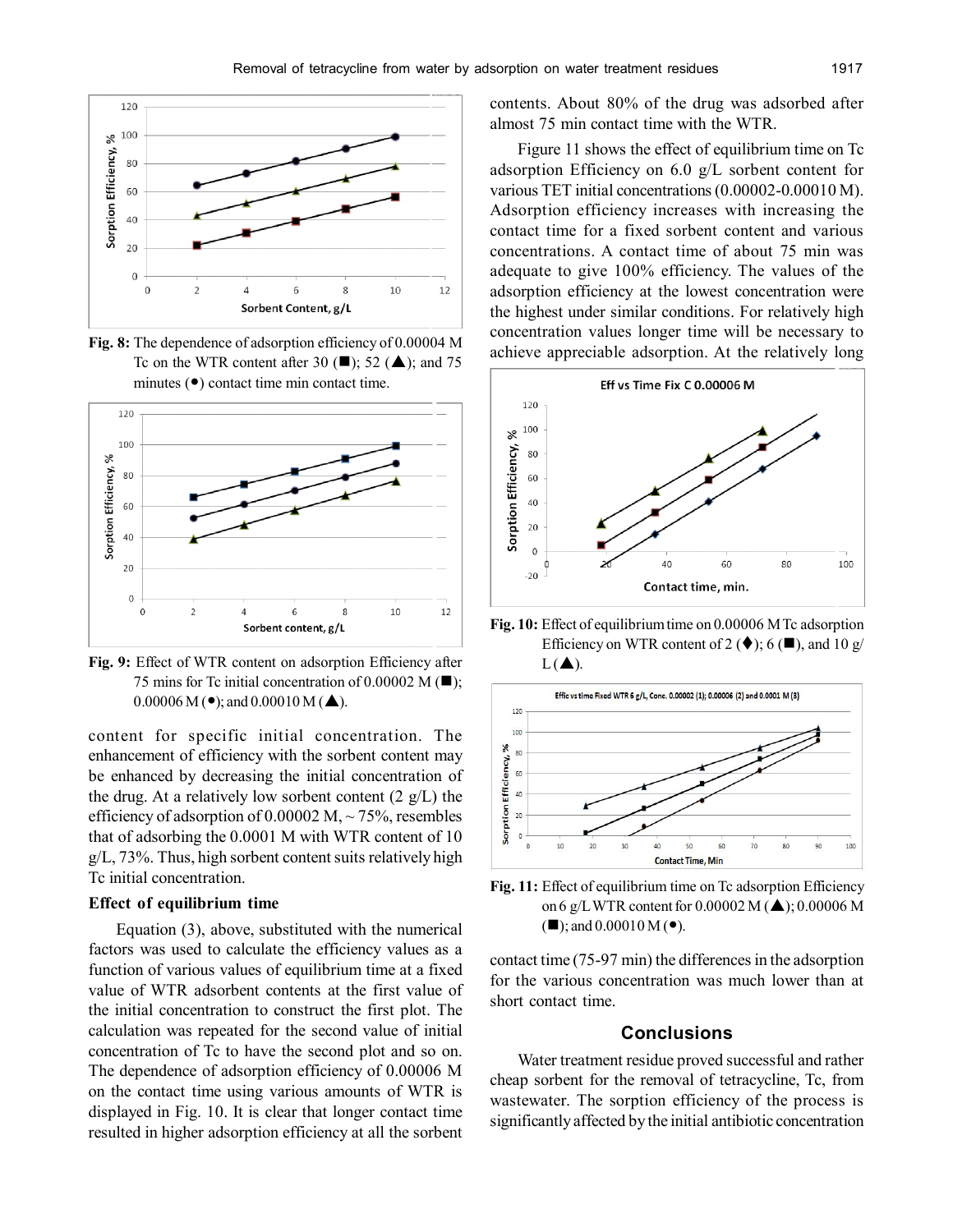120
100
80
60
40
20
0
0 2 4 6 8 10 12
Sorption Efficiency, %
Sorbent Content, g/L

**Fig. 8:** The dependence of adsorption efficiency of 0.00004 M Tc on the WTR content after 30 (■); 52 (▲); and 75 minutes (●) contact time min contact time.

120
100
80
60
40
20
0
0 2 4 6 8 10 12
Sorption Efficiency, %
Sorbent content, g/L

**Fig. 9:** Effect of WTR content on adsorption Efficiency after 75 mins for Tc initial concentration of 0.00002 M (■); 0.00006 M (●); and 0.00010 M (▲).

content for specific initial concentration. The enhancement of efficiency with the sorbent content may be enhanced by decreasing the initial concentration of the drug. At a relatively low sorbent content (2 g/L) the efficiency of adsorption of 0.00002 M, ~ 75%, resembles that of adsorbing the 0.0001 M with WTR content of 10 g/L, 73%. Thus, high sorbent content suits relatively high Tc initial concentration.

### Effect of equilibrium time

Equation (3), above, substituted with the numerical factors was used to calculate the efficiency values as a function of various values of equilibrium time at a fixed value of WTR adsorbent contents at the first value of the initial concentration to construct the first plot. The calculation was repeated for the second value of initial concentration of Tc to have the second plot and so on. The dependence of adsorption efficiency of 0.00006 M on the contact time using various amounts of WTR is displayed in Fig. 10. It is clear that longer contact time resulted in higher adsorption efficiency at all the sorbent contents. About 80% of the drug was adsorbed after almost 75 min contact time with the WTR.

Figure 11 shows the effect of equilibrium time on Tc adsorption Efficiency on 6.0 g/L sorbent content for various TET initial concentrations (0.00002-0.00010 M). Adsorption efficiency increases with increasing the contact time for a fixed sorbent content and various concentrations. A contact time of about 75 min was adequate to give 100% efficiency. The values of the adsorption efficiency at the lowest concentration were the highest under similar conditions. For relatively high concentration values longer time will be necessary to achieve appreciable adsorption. At the relatively long contact time (75-97 min) the differences in the adsorption for the various concentration was much lower than at short contact time.

Eff vs Time Fix C 0.00006 M
120
100
80
60
40
20
0
-20
0 20 40 60 80 100
Sorption Efficiency, %
Contact time, min.

**Fig. 10:** Effect of equilibrium time on 0.00006 M Tc adsorption Efficiency on WTR content of 2 (♦); 6 (■), and 10 g/L (▲).

Effic vs time Fixed WTR 6 g/L, Conc. 0.00002 (1); 0.00006 (2) and 0.0001 M (3)
120
100
80
60
40
20
0
0 10 20 30 40 50 60 70 80 90 100
Sorption Efficiency, %
Contact Time, Min

**Fig. 11:** Effect of equilibrium time on Tc adsorption Efficiency on 6 g/L WTR content for 0.00002 M (▲); 0.00006 M (■); and 0.00010 M (●).

## Conclusions

Water treatment residue proved successful and rather cheap sorbent for the removal of tetracycline, Tc, from wastewater. The sorption efficiency of the process is significantly affected by the initial antibiotic concentration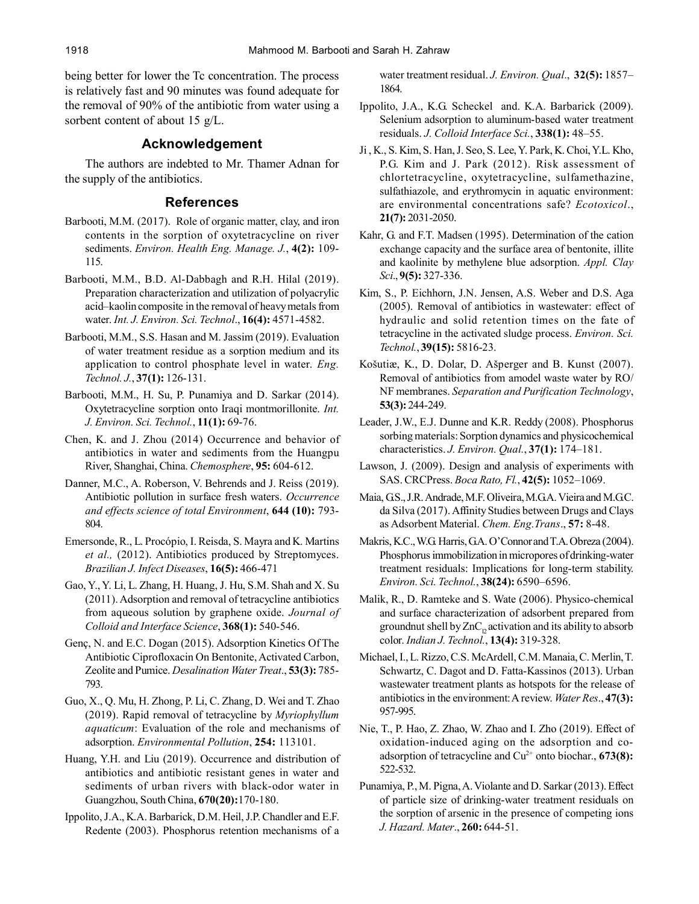being better for lower the Tc concentration. The process is relatively fast and 90 minutes was found adequate for the removal of 90% of the antibiotic from water using a sorbent content of about 15 g/L.

## Acknowledgement

The authors are indebted to Mr. Thamer Adnan for the supply of the antibiotics.

## References

Barbooti, M.M. (2017). Role of organic matter, clay, and iron contents in the sorption of oxytetracycline on river sediments. *Environ. Health Eng. Manage. J.*, **4(2):** 109-115.

Barbooti, M.M., B.D. Al-Dabbagh and R.H. Hilal (2019). Preparation characterization and utilization of polyacrylic acid–kaolin composite in the removal of heavy metals from water. *Int. J. Environ. Sci. Technol*., **16(4):** 4571-4582.

Barbooti, M.M., S.S. Hasan and M. Jassim (2019). Evaluation of water treatment residue as a sorption medium and its application to control phosphate level in water. *Eng. Technol. J.*, **37(1):** 126-131.

Barbooti, M.M., H. Su, P. Punamiya and D. Sarkar (2014). Oxytetracycline sorption onto Iraqi montmorillonite. *Int. J. Environ. Sci. Technol.*, **11(1):** 69-76.

Chen, K. and J. Zhou (2014) Occurrence and behavior of antibiotics in water and sediments from the Huangpu River, Shanghai, China. *Chemosphere*, **95:** 604-612.

Danner, M.C., A. Roberson, V. Behrends and J. Reiss (2019). Antibiotic pollution in surface fresh waters. *Occurrence and effects science of total Environment*, **644 (10):** 793-804.

Emersonde, R., L. Procópio, I. Reisda, S. Mayra and K. Martins *et al.,* (2012). Antibiotics produced by Streptomyces. *Brazilian J. Infect Diseases*, **16(5):** 466-471

Gao, Y., Y. Li, L. Zhang, H. Huang, J. Hu, S.M. Shah and X. Su (2011). Adsorption and removal of tetracycline antibiotics from aqueous solution by graphene oxide. *Journal of Colloid and Interface Science*, **368(1):** 540-546.

Genç, N. and E.C. Dogan (2015). Adsorption Kinetics Of The Antibiotic Ciprofloxacin On Bentonite, Activated Carbon, Zeolite and Pumice. *Desalination Water Treat*., **53(3):** 785-793.

Guo, X., Q. Mu, H. Zhong, P. Li, C. Zhang, D. Wei and T. Zhao (2019). Rapid removal of tetracycline by *Myriophyllum aquaticum*: Evaluation of the role and mechanisms of adsorption. *Environmental Pollution*, **254:** 113101.

Huang, Y.H. and Liu (2019). Occurrence and distribution of antibiotics and antibiotic resistant genes in water and sediments of urban rivers with black-odor water in Guangzhou, South China, **670(20):**170-180.

Ippolito, J.A., K.A. Barbarick, D.M. Heil, J.P. Chandler and E.F. Redente (2003). Phosphorus retention mechanisms of a water treatment residual. *J. Environ. Qual*., **32(5):** 1857–1864.

Ippolito, J.A., K.G. Scheckel and. K.A. Barbarick (2009). Selenium adsorption to aluminum-based water treatment residuals. *J. Colloid Interface Sci.*, **338(1):** 48–55.

Ji , K., S. Kim, S. Han, J. Seo, S. Lee, Y. Park, K. Choi, Y.L. Kho, P.G. Kim and J. Park (2012). Risk assessment of chlortetracycline, oxytetracycline, sulfamethazine, sulfathiazole, and erythromycin in aquatic environment: are environmental concentrations safe? *Ecotoxicol*., **21(7):** 2031-2050.

Kahr, G. and F.T. Madsen (1995). Determination of the cation exchange capacity and the surface area of bentonite, illite and kaolinite by methylene blue adsorption. *Appl. Clay Sci*., **9(5):** 327-336.

Kim, S., P. Eichhorn, J.N. Jensen, A.S. Weber and D.S. Aga (2005). Removal of antibiotics in wastewater: effect of hydraulic and solid retention times on the fate of tetracycline in the activated sludge process. *Environ. Sci. Technol.*, **39(15):** 5816-23.

Košutiæ, K., D. Dolar, D. Ašperger and B. Kunst (2007). Removal of antibiotics from amodel waste water by RO/NF membranes. *Separation and Purification Technology*, **53(3):** 244-249.

Leader, J.W., E.J. Dunne and K.R. Reddy (2008). Phosphorus sorbing materials: Sorption dynamics and physicochemical characteristics. *J. Environ. Qual.*, **37(1):** 174–181.

Lawson, J. (2009). Design and analysis of experiments with SAS. CRCPress. *Boca Rato, Fl.*, **42(5):** 1052–1069.

Maia, G.S., J.R. Andrade, M.F. Oliveira, M.G.A. Vieira and M.G.C. da Silva (2017). Affinity Studies between Drugs and Clays as Adsorbent Material. *Chem. Eng.Trans*., **57:** 8-48.

Makris, K.C., W.G. Harris, G.A. O'Connor and T.A. Obreza (2004). Phosphorus immobilization in micropores of drinking-water treatment residuals: Implications for long-term stability. *Environ. Sci. Technol.*, **38(24):** 6590–6596.

Malik, R., D. Ramteke and S. Wate (2006). Physico-chemical and surface characterization of adsorbent prepared from groundnut shell by $ZnC_{l2}$ activation and its ability to absorb color. *Indian J. Technol.*, **13(4):** 319-328.

Michael, I., L. Rizzo, C.S. McArdell, C.M. Manaia, C. Merlin, T. Schwartz, C. Dagot and D. Fatta-Kassinos (2013). Urban wastewater treatment plants as hotspots for the release of antibiotics in the environment: A review. *Water Res*., **47(3):** 957-995.

Nie, T., P. Hao, Z. Zhao, W. Zhao and I. Zho (2019). Effect of oxidation-induced aging on the adsorption and co-adsorption of tetracycline and $Cu^{2+}$ onto biochar., **673(8):** 522-532.

Punamiya, P., M. Pigna, A. Violante and D. Sarkar (2013). Effect of particle size of drinking-water treatment residuals on the sorption of arsenic in the presence of competing ions *J. Hazard. Mater*., **260:** 644-51.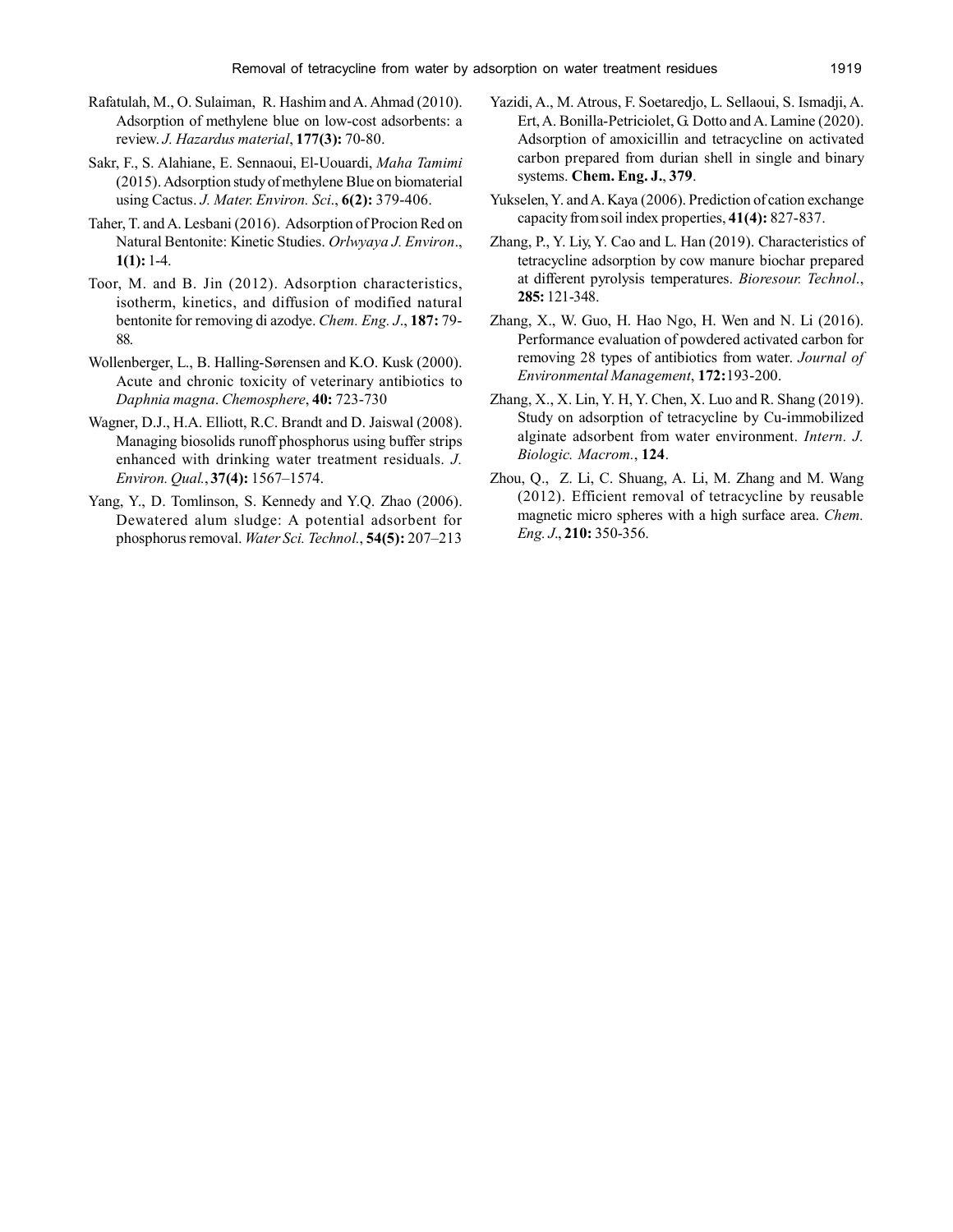Rafatulah, M., O. Sulaiman, R. Hashim and A. Ahmad (2010). Adsorption of methylene blue on low-cost adsorbents: a review. *J. Hazardus material*, **177(3):** 70-80.

Sakr, F., S. Alahiane, E. Sennaoui, El-Uouardi, *Maha Tamimi* (2015). Adsorption study of methylene Blue on biomaterial using Cactus. *J. Mater. Environ. Sci*., **6(2):** 379-406.

Taher, T. and A. Lesbani (2016). Adsorption of Procion Red on Natural Bentonite: Kinetic Studies. *Orlwyaya J. Environ*., **1(1):** 1-4.

Toor, M. and B. Jin (2012). Adsorption characteristics, isotherm, kinetics, and diffusion of modified natural bentonite for removing di azodye. *Chem. Eng. J*., **187:** 79-88.

Wollenberger, L., B. Halling-Sørensen and K.O. Kusk (2000). Acute and chronic toxicity of veterinary antibiotics to *Daphnia magna*. *Chemosphere*, **40:** 723-730

Wagner, D.J., H.A. Elliott, R.C. Brandt and D. Jaiswal (2008). Managing biosolids runoff phosphorus using buffer strips enhanced with drinking water treatment residuals. *J. Environ. Qual.*, **37(4):** 1567–1574.

Yang, Y., D. Tomlinson, S. Kennedy and Y.Q. Zhao (2006). Dewatered alum sludge: A potential adsorbent for phosphorus removal. *Water Sci. Technol.*, **54(5):** 207–213

Yazidi, A., M. Atrous, F. Soetaredjo, L. Sellaoui, S. Ismadji, A. Ert, A. Bonilla-Petriciolet, G. Dotto and A. Lamine (2020). Adsorption of amoxicillin and tetracycline on activated carbon prepared from durian shell in single and binary systems. **Chem. Eng. J.**, **379**.

Yukselen, Y. and A. Kaya (2006). Prediction of cation exchange capacity from soil index properties, **41(4):** 827-837.

Zhang, P., Y. Liy, Y. Cao and L. Han (2019). Characteristics of tetracycline adsorption by cow manure biochar prepared at different pyrolysis temperatures. *Bioresour. Technol*., **285:** 121-348.

Zhang, X., W. Guo, H. Hao Ngo, H. Wen and N. Li (2016). Performance evaluation of powdered activated carbon for removing 28 types of antibiotics from water. *Journal of Environmental Management*, **172:**193-200.

Zhang, X., X. Lin, Y. H, Y. Chen, X. Luo and R. Shang (2019). Study on adsorption of tetracycline by Cu-immobilized alginate adsorbent from water environment. *Intern. J. Biologic. Macrom.*, **124**.

Zhou, Q., Z. Li, C. Shuang, A. Li, M. Zhang and M. Wang (2012). Efficient removal of tetracycline by reusable magnetic micro spheres with a high surface area. *Chem. Eng. J*., **210:** 350-356.